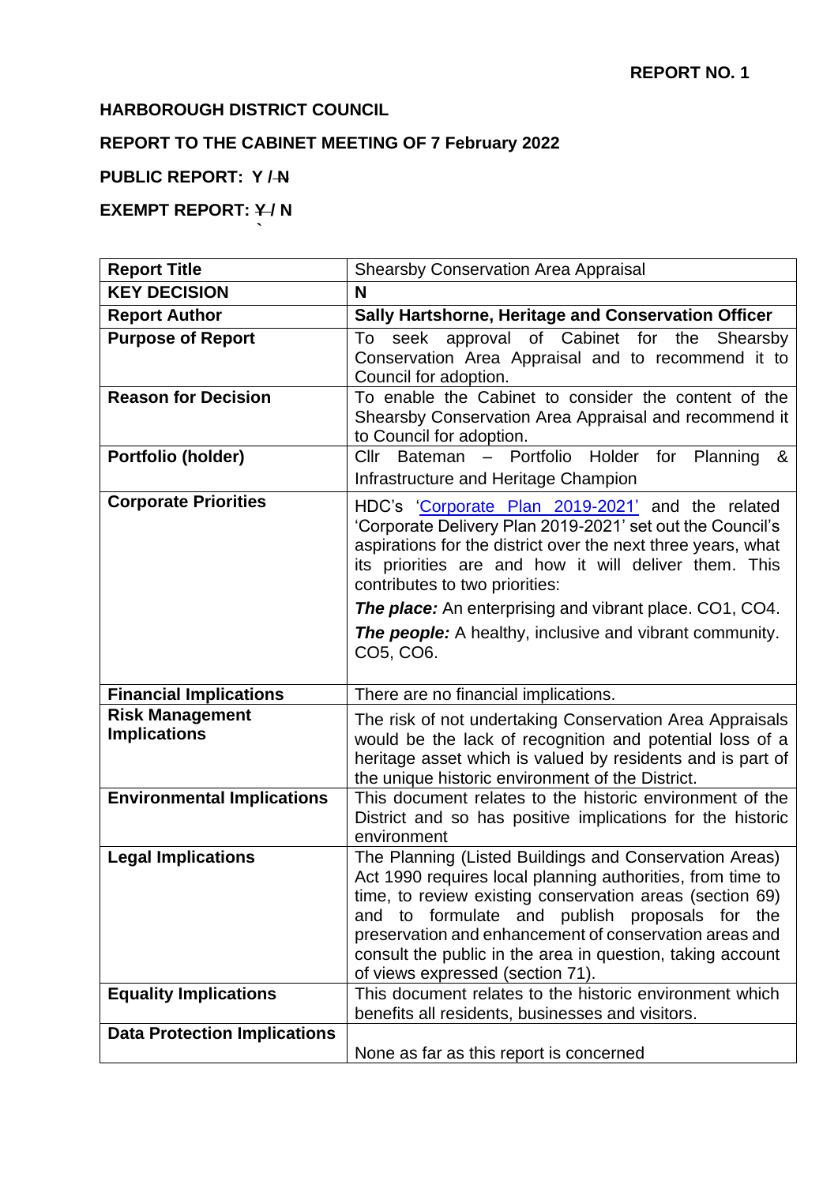**REPORT NO. 1**

**HARBOROUGH DISTRICT COUNCIL**

**REPORT TO THE CABINET MEETING OF 7 February 2022**

**PUBLIC REPORT: Y / ~~N~~**

**EXEMPT REPORT: ~~Y~~ / N**

| **Report Title** | Shearsby Conservation Area Appraisal |
|---|---|
| **KEY DECISION** | **N** |
| **Report Author** | **Sally Hartshorne, Heritage and Conservation Officer** |
| **Purpose of Report** | To seek approval of Cabinet for the Shearsby Conservation Area Appraisal and to recommend it to Council for adoption. |
| **Reason for Decision** | To enable the Cabinet to consider the content of the Shearsby Conservation Area Appraisal and recommend it to Council for adoption. |
| **Portfolio (holder)** | Cllr Bateman – Portfolio Holder for Planning & Infrastructure and Heritage Champion |
| **Corporate Priorities** | HDC's 'Corporate Plan 2019-2021' and the related 'Corporate Delivery Plan 2019-2021' set out the Council's aspirations for the district over the next three years, what its priorities are and how it will deliver them. This contributes to two priorities:<br>***The place:*** An enterprising and vibrant place. CO1, CO4.<br>***The people:*** A healthy, inclusive and vibrant community. CO5, CO6. |
| **Financial Implications** | There are no financial implications. |
| **Risk Management Implications** | The risk of not undertaking Conservation Area Appraisals would be the lack of recognition and potential loss of a heritage asset which is valued by residents and is part of the unique historic environment of the District. |
| **Environmental Implications** | This document relates to the historic environment of the District and so has positive implications for the historic environment |
| **Legal Implications** | The Planning (Listed Buildings and Conservation Areas) Act 1990 requires local planning authorities, from time to time, to review existing conservation areas (section 69) and to formulate and publish proposals for the preservation and enhancement of conservation areas and consult the public in the area in question, taking account of views expressed (section 71). |
| **Equality Implications** | This document relates to the historic environment which benefits all residents, businesses and visitors. |
| **Data Protection Implications** | None as far as this report is concerned |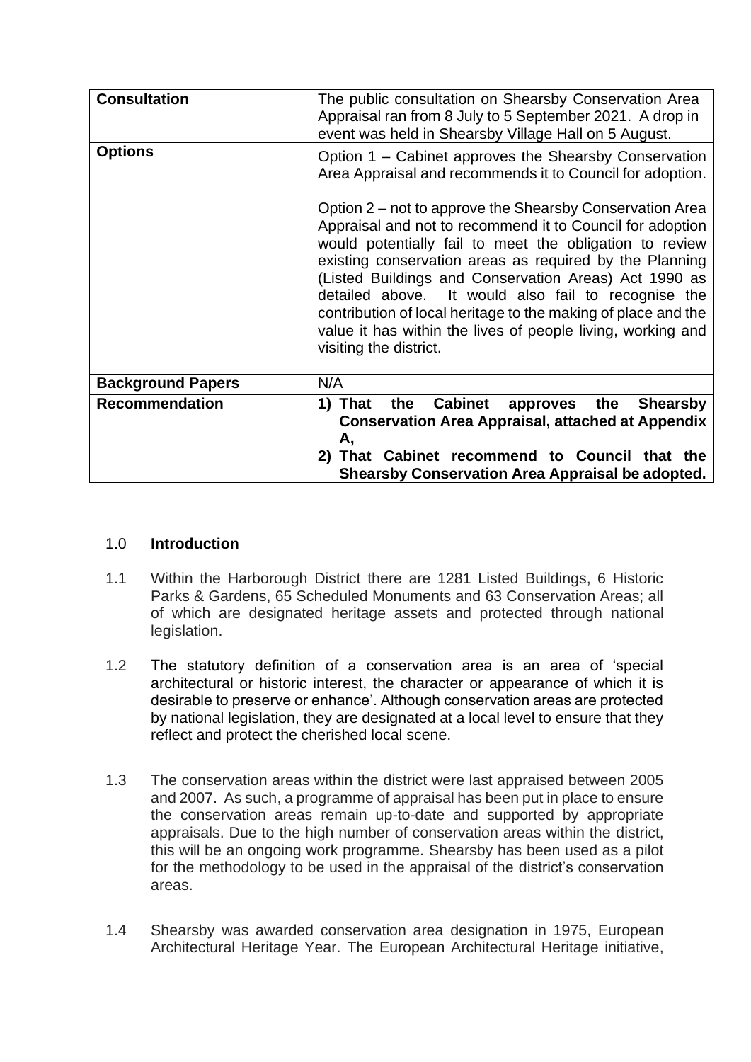| | |
|---|---|
| **Consultation** | The public consultation on Shearsby Conservation Area Appraisal ran from 8 July to 5 September 2021. A drop in event was held in Shearsby Village Hall on 5 August. |
| **Options** | Option 1 – Cabinet approves the Shearsby Conservation Area Appraisal and recommends it to Council for adoption.<br><br>Option 2 – not to approve the Shearsby Conservation Area Appraisal and not to recommend it to Council for adoption would potentially fail to meet the obligation to review existing conservation areas as required by the Planning (Listed Buildings and Conservation Areas) Act 1990 as detailed above. It would also fail to recognise the contribution of local heritage to the making of place and the value it has within the lives of people living, working and visiting the district. |
| **Background Papers** | N/A |
| **Recommendation** | **1) That the Cabinet approves the Shearsby Conservation Area Appraisal, attached at Appendix A,**<br>**2) That Cabinet recommend to Council that the Shearsby Conservation Area Appraisal be adopted.** |

## 1.0 Introduction

1.1 Within the Harborough District there are 1281 Listed Buildings, 6 Historic Parks & Gardens, 65 Scheduled Monuments and 63 Conservation Areas; all of which are designated heritage assets and protected through national legislation.

1.2 The statutory definition of a conservation area is an area of 'special architectural or historic interest, the character or appearance of which it is desirable to preserve or enhance'. Although conservation areas are protected by national legislation, they are designated at a local level to ensure that they reflect and protect the cherished local scene.

1.3 The conservation areas within the district were last appraised between 2005 and 2007. As such, a programme of appraisal has been put in place to ensure the conservation areas remain up-to-date and supported by appropriate appraisals. Due to the high number of conservation areas within the district, this will be an ongoing work programme. Shearsby has been used as a pilot for the methodology to be used in the appraisal of the district's conservation areas.

1.4 Shearsby was awarded conservation area designation in 1975, European Architectural Heritage Year. The European Architectural Heritage initiative,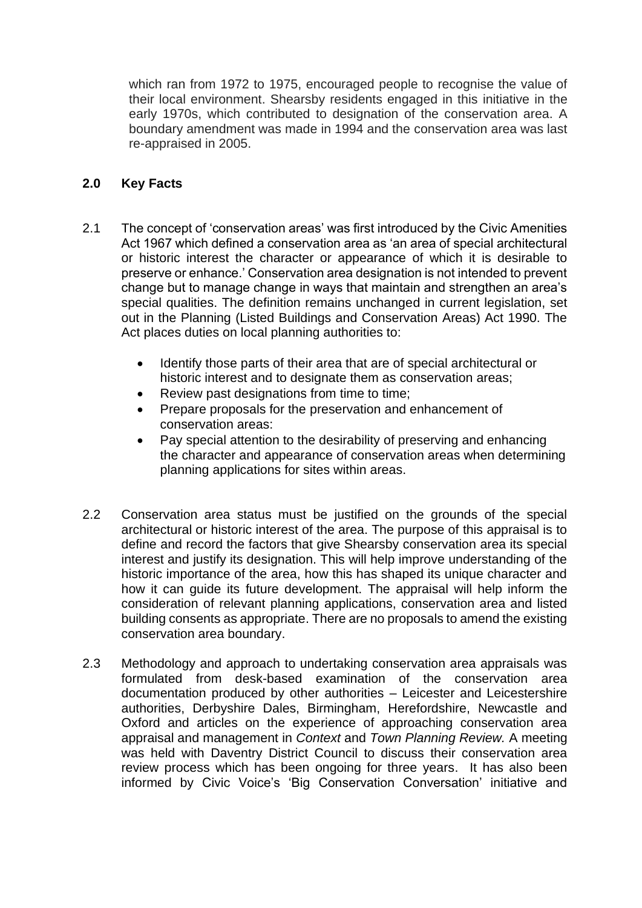which ran from 1972 to 1975, encouraged people to recognise the value of their local environment. Shearsby residents engaged in this initiative in the early 1970s, which contributed to designation of the conservation area. A boundary amendment was made in 1994 and the conservation area was last re-appraised in 2005.

## 2.0 Key Facts

2.1 The concept of 'conservation areas' was first introduced by the Civic Amenities Act 1967 which defined a conservation area as 'an area of special architectural or historic interest the character or appearance of which it is desirable to preserve or enhance.' Conservation area designation is not intended to prevent change but to manage change in ways that maintain and strengthen an area's special qualities. The definition remains unchanged in current legislation, set out in the Planning (Listed Buildings and Conservation Areas) Act 1990. The Act places duties on local planning authorities to:

- Identify those parts of their area that are of special architectural or historic interest and to designate them as conservation areas;
- Review past designations from time to time;
- Prepare proposals for the preservation and enhancement of conservation areas:
- Pay special attention to the desirability of preserving and enhancing the character and appearance of conservation areas when determining planning applications for sites within areas.

2.2 Conservation area status must be justified on the grounds of the special architectural or historic interest of the area. The purpose of this appraisal is to define and record the factors that give Shearsby conservation area its special interest and justify its designation. This will help improve understanding of the historic importance of the area, how this has shaped its unique character and how it can guide its future development. The appraisal will help inform the consideration of relevant planning applications, conservation area and listed building consents as appropriate. There are no proposals to amend the existing conservation area boundary.

2.3 Methodology and approach to undertaking conservation area appraisals was formulated from desk-based examination of the conservation area documentation produced by other authorities – Leicester and Leicestershire authorities, Derbyshire Dales, Birmingham, Herefordshire, Newcastle and Oxford and articles on the experience of approaching conservation area appraisal and management in *Context* and *Town Planning Review.* A meeting was held with Daventry District Council to discuss their conservation area review process which has been ongoing for three years. It has also been informed by Civic Voice's 'Big Conservation Conversation' initiative and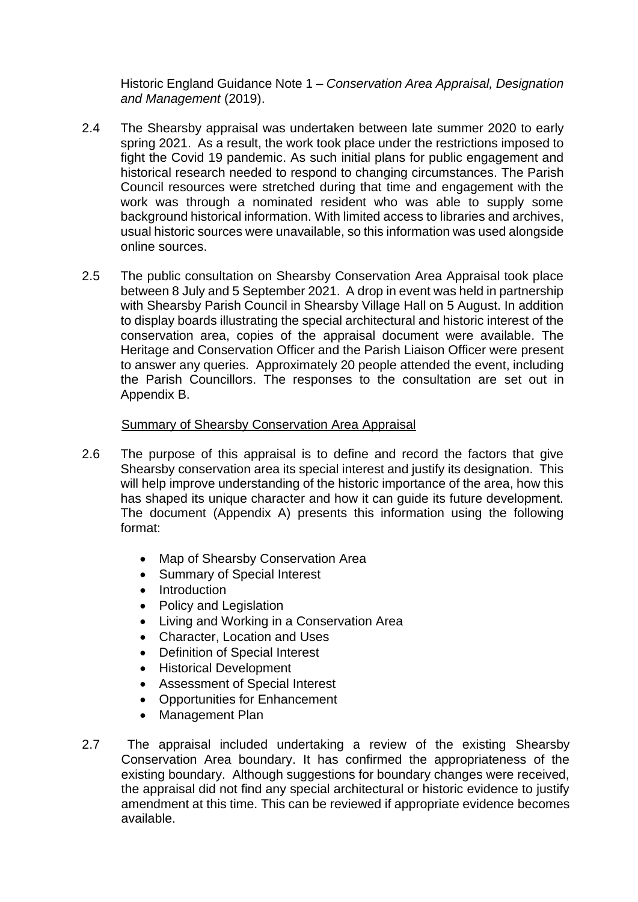Historic England Guidance Note 1 – *Conservation Area Appraisal, Designation and Management* (2019).

2.4 The Shearsby appraisal was undertaken between late summer 2020 to early spring 2021. As a result, the work took place under the restrictions imposed to fight the Covid 19 pandemic. As such initial plans for public engagement and historical research needed to respond to changing circumstances. The Parish Council resources were stretched during that time and engagement with the work was through a nominated resident who was able to supply some background historical information. With limited access to libraries and archives, usual historic sources were unavailable, so this information was used alongside online sources.

2.5 The public consultation on Shearsby Conservation Area Appraisal took place between 8 July and 5 September 2021. A drop in event was held in partnership with Shearsby Parish Council in Shearsby Village Hall on 5 August. In addition to display boards illustrating the special architectural and historic interest of the conservation area, copies of the appraisal document were available. The Heritage and Conservation Officer and the Parish Liaison Officer were present to answer any queries. Approximately 20 people attended the event, including the Parish Councillors. The responses to the consultation are set out in Appendix B.

Summary of Shearsby Conservation Area Appraisal

2.6 The purpose of this appraisal is to define and record the factors that give Shearsby conservation area its special interest and justify its designation. This will help improve understanding of the historic importance of the area, how this has shaped its unique character and how it can guide its future development. The document (Appendix A) presents this information using the following format:

- Map of Shearsby Conservation Area
- Summary of Special Interest
- Introduction
- Policy and Legislation
- Living and Working in a Conservation Area
- Character, Location and Uses
- Definition of Special Interest
- Historical Development
- Assessment of Special Interest
- Opportunities for Enhancement
- Management Plan

2.7 The appraisal included undertaking a review of the existing Shearsby Conservation Area boundary. It has confirmed the appropriateness of the existing boundary. Although suggestions for boundary changes were received, the appraisal did not find any special architectural or historic evidence to justify amendment at this time. This can be reviewed if appropriate evidence becomes available.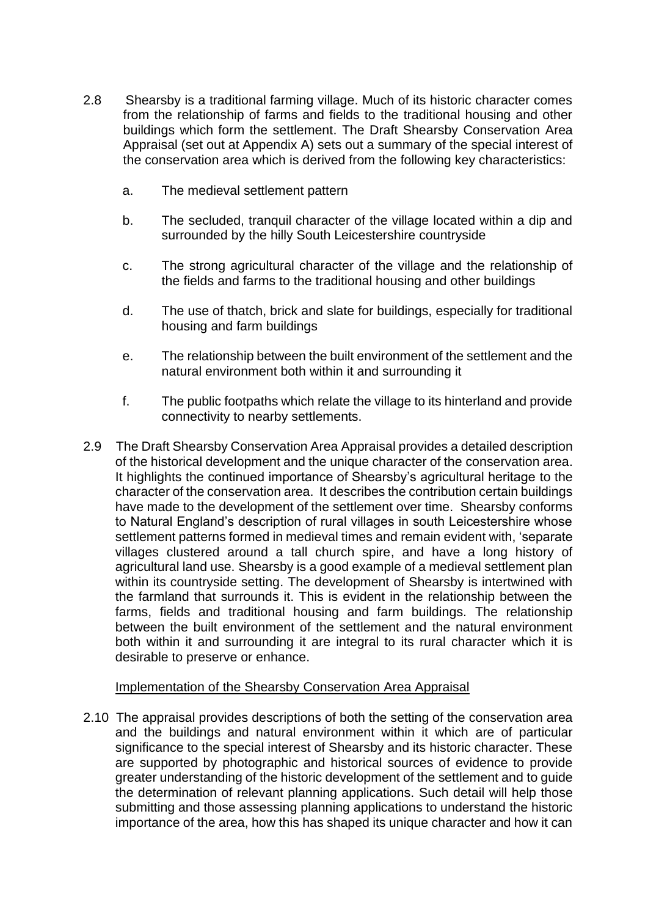2.8 Shearsby is a traditional farming village. Much of its historic character comes from the relationship of farms and fields to the traditional housing and other buildings which form the settlement. The Draft Shearsby Conservation Area Appraisal (set out at Appendix A) sets out a summary of the special interest of the conservation area which is derived from the following key characteristics:

a. The medieval settlement pattern

b. The secluded, tranquil character of the village located within a dip and surrounded by the hilly South Leicestershire countryside

c. The strong agricultural character of the village and the relationship of the fields and farms to the traditional housing and other buildings

d. The use of thatch, brick and slate for buildings, especially for traditional housing and farm buildings

e. The relationship between the built environment of the settlement and the natural environment both within it and surrounding it

f. The public footpaths which relate the village to its hinterland and provide connectivity to nearby settlements.

2.9 The Draft Shearsby Conservation Area Appraisal provides a detailed description of the historical development and the unique character of the conservation area. It highlights the continued importance of Shearsby's agricultural heritage to the character of the conservation area. It describes the contribution certain buildings have made to the development of the settlement over time. Shearsby conforms to Natural England's description of rural villages in south Leicestershire whose settlement patterns formed in medieval times and remain evident with, 'separate villages clustered around a tall church spire, and have a long history of agricultural land use. Shearsby is a good example of a medieval settlement plan within its countryside setting. The development of Shearsby is intertwined with the farmland that surrounds it. This is evident in the relationship between the farms, fields and traditional housing and farm buildings. The relationship between the built environment of the settlement and the natural environment both within it and surrounding it are integral to its rural character which it is desirable to preserve or enhance.

Implementation of the Shearsby Conservation Area Appraisal

2.10 The appraisal provides descriptions of both the setting of the conservation area and the buildings and natural environment within it which are of particular significance to the special interest of Shearsby and its historic character. These are supported by photographic and historical sources of evidence to provide greater understanding of the historic development of the settlement and to guide the determination of relevant planning applications. Such detail will help those submitting and those assessing planning applications to understand the historic importance of the area, how this has shaped its unique character and how it can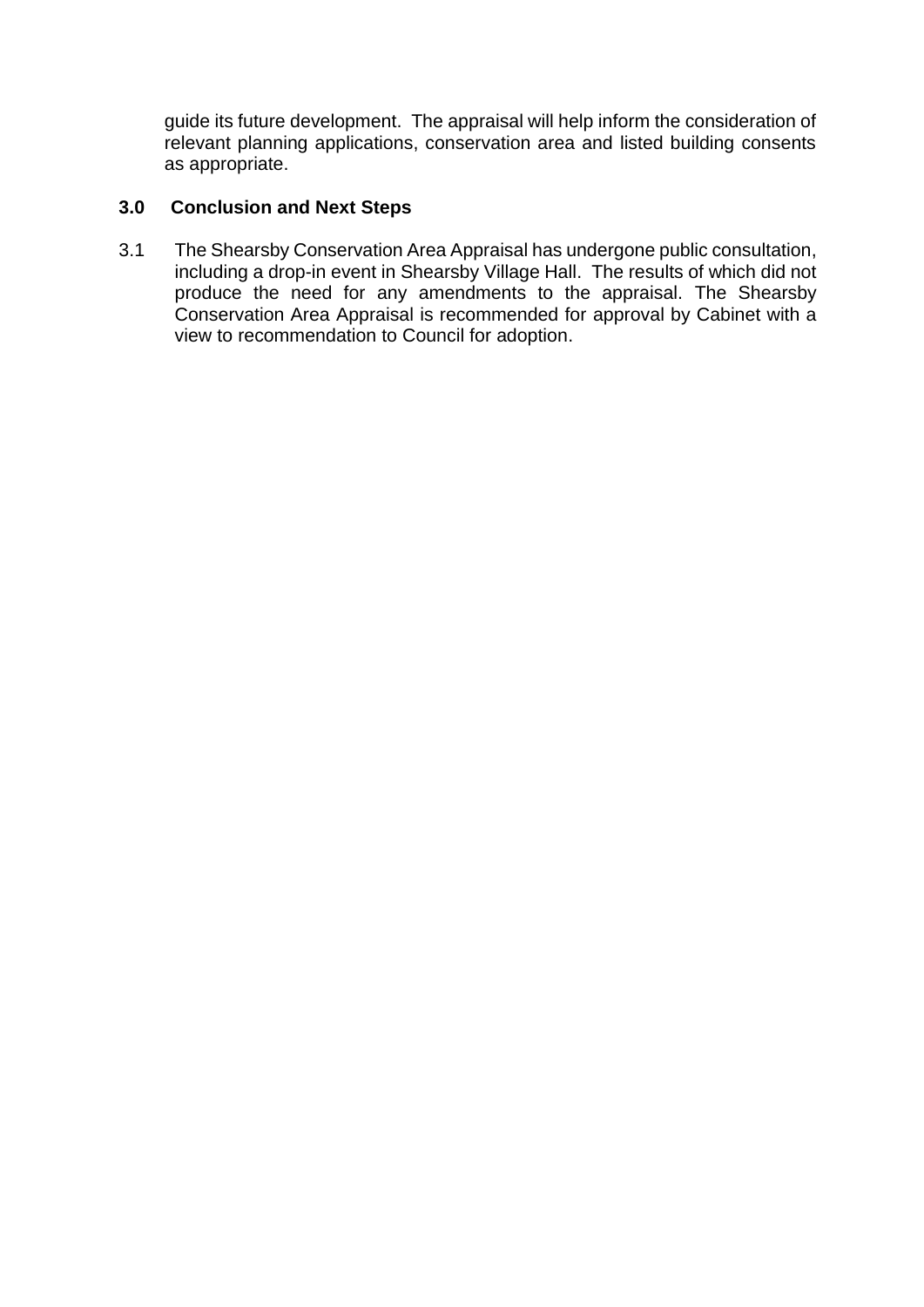guide its future development. The appraisal will help inform the consideration of relevant planning applications, conservation area and listed building consents as appropriate.

## 3.0 Conclusion and Next Steps

3.1 The Shearsby Conservation Area Appraisal has undergone public consultation, including a drop-in event in Shearsby Village Hall. The results of which did not produce the need for any amendments to the appraisal. The Shearsby Conservation Area Appraisal is recommended for approval by Cabinet with a view to recommendation to Council for adoption.